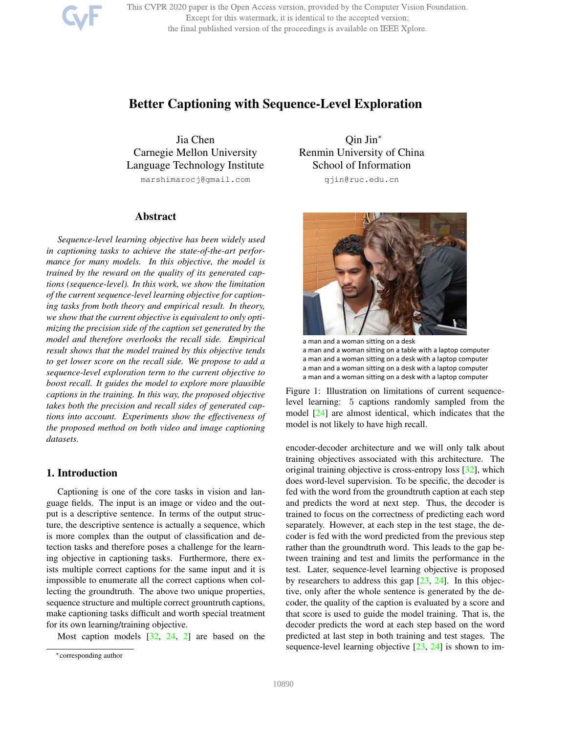# Better Captioning with Sequence-Level Exploration

Jia Chen
Carnegie Mellon University
Language Technology Institute
marshimarocj@gmail.com

Qin Jin*
Renmin University of China
School of Information
qjin@ruc.edu.cn

## Abstract

*Sequence-level learning objective has been widely used in captioning tasks to achieve the state-of-the-art performance for many models. In this objective, the model is trained by the reward on the quality of its generated captions (sequence-level). In this work, we show the limitation of the current sequence-level learning objective for captioning tasks from both theory and empirical result. In theory, we show that the current objective is equivalent to only optimizing the precision side of the caption set generated by the model and therefore overlooks the recall side. Empirical result shows that the model trained by this objective tends to get lower score on the recall side. We propose to add a sequence-level exploration term to the current objective to boost recall. It guides the model to explore more plausible captions in the training. In this way, the proposed objective takes both the precision and recall sides of generated captions into account. Experiments show the effectiveness of the proposed method on both video and image captioning datasets.*

a man and a woman sitting on a desk
a man and a woman sitting on a table with a laptop computer
a man and a woman sitting on a desk with a laptop computer
a man and a woman sitting on a desk with a laptop computer
a man and a woman sitting on a desk with a laptop computer

Figure 1: Illustration on limitations of current sequence-level learning: 5 captions randomly sampled from the model [24] are almost identical, which indicates that the model is not likely to have high recall.

## 1. Introduction

Captioning is one of the core tasks in vision and language fields. The input is an image or video and the output is a descriptive sentence. In terms of the output structure, the descriptive sentence is actually a sequence, which is more complex than the output of classification and detection tasks and therefore poses a challenge for the learning objective in captioning tasks. Furthermore, there exists multiple correct captions for the same input and it is impossible to enumerate all the correct captions when collecting the groundtruth. The above two unique properties, sequence structure and multiple correct grountruth captions, make captioning tasks difficult and worth special treatment for its own learning/training objective.

Most caption models [32, 24, 2] are based on the encoder-decoder architecture and we will only talk about training objectives associated with this architecture. The original training objective is cross-entropy loss [32], which does word-level supervision. To be specific, the decoder is fed with the word from the groundtruth caption at each step and predicts the word at next step. Thus, the decoder is trained to focus on the correctness of predicting each word separately. However, at each step in the test stage, the decoder is fed with the word predicted from the previous step rather than the groundtruth word. This leads to the gap between training and test and limits the performance in the test. Later, sequence-level learning objective is proposed by researchers to address this gap [23, 24]. In this objective, only after the whole sentence is generated by the decoder, the quality of the caption is evaluated by a score and that score is used to guide the model training. That is, the decoder predicts the word at each step based on the word predicted at last step in both training and test stages. The sequence-level learning objective [23, 24] is shown to im-

*corresponding author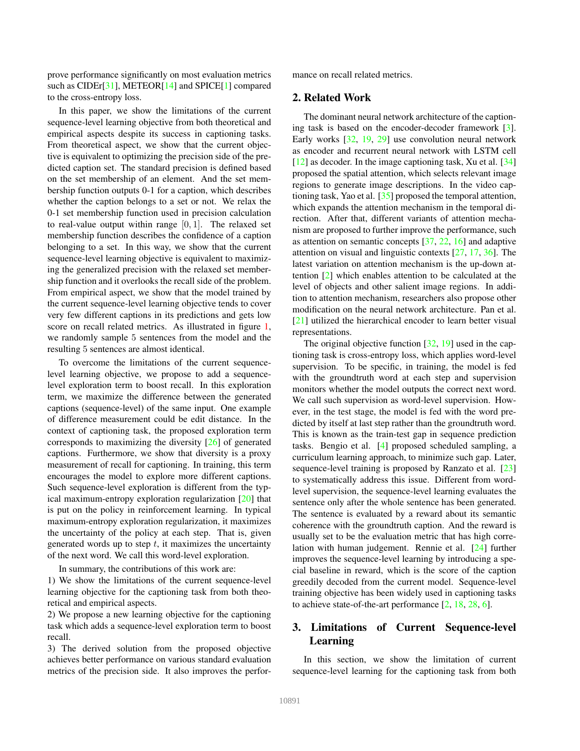prove performance significantly on most evaluation metrics such as CIDEr[31], METEOR[14] and SPICE[1] compared to the cross-entropy loss.

In this paper, we show the limitations of the current sequence-level learning objective from both theoretical and empirical aspects despite its success in captioning tasks. From theoretical aspect, we show that the current objective is equivalent to optimizing the precision side of the predicted caption set. The standard precision is defined based on the set membership of an element. And the set membership function outputs 0-1 for a caption, which describes whether the caption belongs to a set or not. We relax the 0-1 set membership function used in precision calculation to real-value output within range $[0, 1]$. The relaxed set membership function describes the confidence of a caption belonging to a set. In this way, we show that the current sequence-level learning objective is equivalent to maximizing the generalized precision with the relaxed set membership function and it overlooks the recall side of the problem. From empirical aspect, we show that the model trained by the current sequence-level learning objective tends to cover very few different captions in its predictions and gets low score on recall related metrics. As illustrated in figure 1, we randomly sample $5$ sentences from the model and the resulting $5$ sentences are almost identical.

To overcome the limitations of the current sequence-level learning objective, we propose to add a sequence-level exploration term to boost recall. In this exploration term, we maximize the difference between the generated captions (sequence-level) of the same input. One example of difference measurement could be edit distance. In the context of captioning task, the proposed exploration term corresponds to maximizing the diversity [26] of generated captions. Furthermore, we show that diversity is a proxy measurement of recall for captioning. In training, this term encourages the model to explore more different captions. Such sequence-level exploration is different from the typical maximum-entropy exploration regularization [20] that is put on the policy in reinforcement learning. In typical maximum-entropy exploration regularization, it maximizes the uncertainty of the policy at each step. That is, given generated words up to step $t$, it maximizes the uncertainty of the next word. We call this word-level exploration.

In summary, the contributions of this work are:

1) We show the limitations of the current sequence-level learning objective for the captioning task from both theoretical and empirical aspects.

2) We propose a new learning objective for the captioning task which adds a sequence-level exploration term to boost recall.

3) The derived solution from the proposed objective achieves better performance on various standard evaluation metrics of the precision side. It also improves the performance on recall related metrics.

## 2. Related Work

The dominant neural network architecture of the captioning task is based on the encoder-decoder framework [3]. Early works [32, 19, 29] use convolution neural network as encoder and recurrent neural network with LSTM cell [12] as decoder. In the image captioning task, Xu et al. [34] proposed the spatial attention, which selects relevant image regions to generate image descriptions. In the video captioning task, Yao et al. [35] proposed the temporal attention, which expands the attention mechanism in the temporal direction. After that, different variants of attention mechanism are proposed to further improve the performance, such as attention on semantic concepts [37, 22, 16] and adaptive attention on visual and linguistic contexts [27, 17, 36]. The latest variation on attention mechanism is the up-down attention [2] which enables attention to be calculated at the level of objects and other salient image regions. In addition to attention mechanism, researchers also propose other modification on the neural network architecture. Pan et al. [21] utilized the hierarchical encoder to learn better visual representations.

The original objective function [32, 19] used in the captioning task is cross-entropy loss, which applies word-level supervision. To be specific, in training, the model is fed with the groundtruth word at each step and supervision monitors whether the model outputs the correct next word. We call such supervision as word-level supervision. However, in the test stage, the model is fed with the word predicted by itself at last step rather than the groundtruth word. This is known as the train-test gap in sequence prediction tasks. Bengio et al. [4] proposed scheduled sampling, a curriculum learning approach, to minimize such gap. Later, sequence-level training is proposed by Ranzato et al. [23] to systematically address this issue. Different from word-level supervision, the sequence-level learning evaluates the sentence only after the whole sentence has been generated. The sentence is evaluated by a reward about its semantic coherence with the groundtruth caption. And the reward is usually set to be the evaluation metric that has high correlation with human judgement. Rennie et al. [24] further improves the sequence-level learning by introducing a special baseline in reward, which is the score of the caption greedily decoded from the current model. Sequence-level training objective has been widely used in captioning tasks to achieve state-of-the-art performance [2, 18, 28, 6].

## 3. Limitations of Current Sequence-level Learning

In this section, we show the limitation of current sequence-level learning for the captioning task from both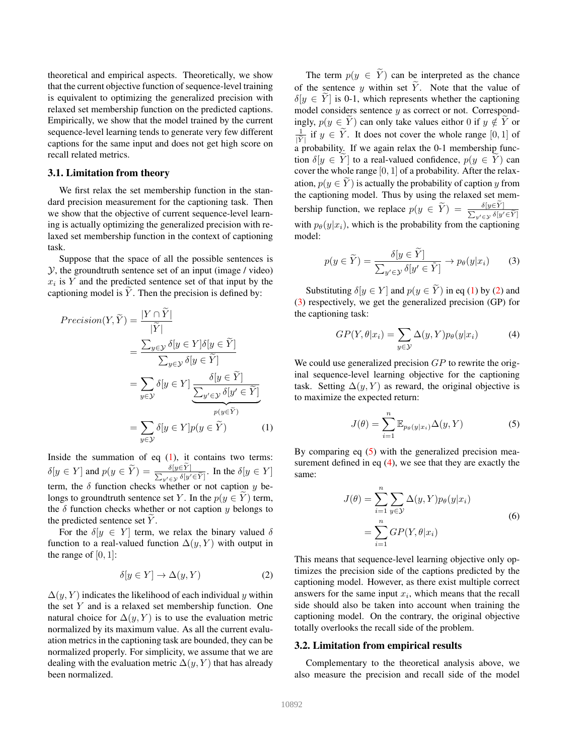theoretical and empirical aspects. Theoretically, we show that the current objective function of sequence-level training is equivalent to optimizing the generalized precision with relaxed set membership function on the predicted captions. Empirically, we show that the model trained by the current sequence-level learning tends to generate very few different captions for the same input and does not get high score on recall related metrics.

### 3.1. Limitation from theory

We first relax the set membership function in the standard precision measurement for the captioning task. Then we show that the objective of current sequence-level learning is actually optimizing the generalized precision with relaxed set membership function in the context of captioning task.

Suppose that the space of all the possible sentences is $\mathcal{Y}$, the groundtruth sentence set of an input (image / video) $x_i$ is $Y$ and the predicted sentence set of that input by the captioning model is $\widetilde{Y}$. Then the precision is defined by:

$$
\begin{aligned}
Precision(Y, \widetilde{Y}) &= \frac{|Y \cap \widetilde{Y}|}{|\widetilde{Y}|} \\
&= \frac{\sum_{y \in \mathcal{Y}} \delta[y \in Y] \delta[y \in \widetilde{Y}]}{\sum_{y \in \mathcal{Y}} \delta[y \in \widetilde{Y}]} \\
&= \sum_{y \in \mathcal{Y}} \delta[y \in Y] \underbrace{\frac{\delta[y \in \widetilde{Y}]}{\sum_{y' \in \mathcal{Y}} \delta[y' \in \widetilde{Y}]}}_{p(y \in \widetilde{Y})} \\
&= \sum_{y \in \mathcal{Y}} \delta[y \in Y] p(y \in \widetilde{Y})
\end{aligned}
\tag{1}
$$

Inside the summation of eq (1), it contains two terms: $\delta[y \in Y]$ and $p(y \in \widetilde{Y}) = \frac{\delta[y \in \widetilde{Y}]}{\sum_{y' \in \mathcal{Y}} \delta[y' \in \widetilde{Y}]}$. In the $\delta[y \in Y]$ term, the $\delta$ function checks whether or not caption $y$ belongs to groundtruth sentence set $Y$. In the $p(y \in \widetilde{Y})$ term, the $\delta$ function checks whether or not caption $y$ belongs to the predicted sentence set $\widetilde{Y}$.

For the $\delta[y \in Y]$ term, we relax the binary valued $\delta$ function to a real-valued function $\Delta(y, Y)$ with output in the range of $[0, 1]$:

$$
\delta[y \in Y] \rightarrow \Delta(y, Y) \tag{2}
$$

$\Delta(y, Y)$ indicates the likelihood of each individual $y$ within the set $Y$ and is a relaxed set membership function. One natural choice for $\Delta(y, Y)$ is to use the evaluation metric normalized by its maximum value. As all the current evaluation metrics in the captioning task are bounded, they can be normalized properly. For simplicity, we assume that we are dealing with the evaluation metric $\Delta(y, Y)$ that has already been normalized.

The term $p(y \in \widetilde{Y})$ can be interpreted as the chance of the sentence $y$ within set $\widetilde{Y}$. Note that the value of $\delta[y \in \widetilde{Y}]$ is 0-1, which represents whether the captioning model considers sentence $y$ as correct or not. Correspondingly, $p(y \in \widetilde{Y})$ can only take values eithor 0 if $y \notin \widetilde{Y}$ or $\frac{1}{|\widetilde{Y}|}$ if $y \in \widetilde{Y}$. It does not cover the whole range $[0, 1]$ of a probability. If we again relax the 0-1 membership function $\delta[y \in \widetilde{Y}]$ to a real-valued confidence, $p(y \in \widetilde{Y})$ can cover the whole range $[0, 1]$ of a probability. After the relaxation, $p(y \in \widetilde{Y})$ is actually the probability of caption $y$ from the captioning model. Thus by using the relaxed set membership function, we replace $p(y \in \widetilde{Y}) = \frac{\delta[y \in \widetilde{Y}]}{\sum_{y' \in \mathcal{Y}} \delta[y' \in \widetilde{Y}]}$ with $p_\theta(y|x_i)$, which is the probability from the captioning model:

$$
p(y \in \widetilde{Y}) = \frac{\delta[y \in \widetilde{Y}]}{\sum_{y' \in \mathcal{Y}} \delta[y' \in \widetilde{Y}]} \rightarrow p_\theta(y|x_i) \tag{3}
$$

Substituting $\delta[y \in Y]$ and $p(y \in \widetilde{Y})$ in eq (1) by (2) and (3) respectively, we get the generalized precision (GP) for the captioning task:

$$
GP(Y, \theta | x_i) = \sum_{y \in \mathcal{Y}} \Delta(y, Y) p_\theta(y|x_i) \tag{4}
$$

We could use generalized precision $GP$ to rewrite the original sequence-level learning objective for the captioning task. Setting $\Delta(y, Y)$ as reward, the original objective is to maximize the expected return:

$$
J(\theta) = \sum_{i=1}^{n} \mathbb{E}_{p_\theta(y|x_i)} \Delta(y, Y) \tag{5}
$$

By comparing eq (5) with the generalized precision measurement defined in eq (4), we see that they are exactly the same:

$$
\begin{aligned}
J(\theta) &= \sum_{i=1}^{n} \sum_{y \in \mathcal{Y}} \Delta(y, Y) p_\theta(y|x_i) \\
&= \sum_{i=1}^{n} GP(Y, \theta | x_i)
\end{aligned}
\tag{6}
$$

This means that sequence-level learning objective only optimizes the precision side of the captions predicted by the captioning model. However, as there exist multiple correct answers for the same input $x_i$, which means that the recall side should also be taken into account when training the captioning model. On the contrary, the original objective totally overlooks the recall side of the problem.

### 3.2. Limitation from empirical results

Complementary to the theoretical analysis above, we also measure the precision and recall side of the model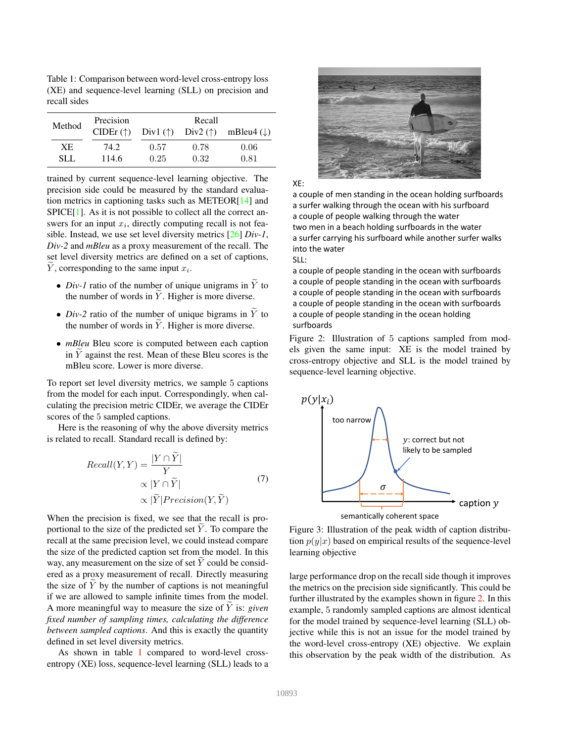Table 1: Comparison between word-level cross-entropy loss (XE) and sequence-level learning (SLL) on precision and recall sides

| Method | Precision | Recall | | |
|---|---|---|---|---|
| | CIDEr (↑) | Div1 (↑) | Div2 (↑) | mBleu4 (↓) |
| XE | 74.2 | 0.57 | 0.78 | 0.06 |
| SLL | 114.6 | 0.25 | 0.32 | 0.81 |

trained by current sequence-level learning objective. The precision side could be measured by the standard evaluation metrics in captioning tasks such as METEOR[14] and SPICE[1]. As it is not possible to collect all the correct answers for an input $x_i$, directly computing recall is not feasible. Instead, we use set level diversity metrics [26] *Div-1*, *Div-2* and *mBleu* as a proxy measurement of the recall. The set level diversity metrics are defined on a set of captions, $\widetilde{Y}$, corresponding to the same input $x_i$.

- *Div-1* ratio of the number of unique unigrams in $\widetilde{Y}$ to the number of words in $\widetilde{Y}$. Higher is more diverse.
- *Div-2* ratio of the number of unique bigrams in $\widetilde{Y}$ to the number of words in $\widetilde{Y}$. Higher is more diverse.
- *mBleu* Bleu score is computed between each caption in $\widetilde{Y}$ against the rest. Mean of these Bleu scores is the mBleu score. Lower is more diverse.

To report set level diversity metrics, we sample 5 captions from the model for each input. Correspondingly, when calculating the precision metric CIDEr, we average the CIDEr scores of the 5 sampled captions.

Here is the reasoning of why the above diversity metrics is related to recall. Standard recall is defined by:

$$
\begin{aligned}
Recall(Y, Y) &= \frac{|Y \cap \widetilde{Y}|}{Y} \\
&\propto |Y \cap \widetilde{Y}| \\
&\propto |\widetilde{Y}| Precision(Y, \widetilde{Y})
\end{aligned}
\tag{7}
$$

When the precision is fixed, we see that the recall is proportional to the size of the predicted set $\widetilde{Y}$. To compare the recall at the same precision level, we could instead compare the size of the predicted caption set from the model. In this way, any measurement on the size of set $\widetilde{Y}$ could be considered as a proxy measurement of recall. Directly measuring the size of $\widetilde{Y}$ by the number of captions is not meaningful if we are allowed to sample infinite times from the model. A more meaningful way to measure the size of $\widetilde{Y}$ is: *given fixed number of sampling times, calculating the difference between sampled captions*. And this is exactly the quantity defined in set level diversity metrics.

As shown in table 1 compared to word-level cross-entropy (XE) loss, sequence-level learning (SLL) leads to a large performance drop on the recall side though it improves the metrics on the precision side significantly. This could be further illustrated by the examples shown in figure 2. In this example, 5 randomly sampled captions are almost identical for the model trained by sequence-level learning (SLL) objective while this is not an issue for the model trained by the word-level cross-entropy (XE) objective. We explain this observation by the peak width of the distribution. As

XE:
a couple of men standing in the ocean holding surfboards
a surfer walking through the ocean with his surfboard
a couple of people walking through the water
two men in a beach holding surfboards in the water
a surfer carrying his surfboard while another surfer walks into the water
SLL:
a couple of people standing in the ocean with surfboards
a couple of people standing in the ocean with surfboards
a couple of people standing in the ocean with surfboards
a couple of people standing in the ocean with surfboards
a couple of people standing in the ocean holding surfboards

Figure 2: Illustration of 5 captions sampled from models given the same input: XE is the model trained by cross-entropy objective and SLL is the model trained by sequence-level learning objective.

Figure 3: Illustration of the peak width of caption distribution $p(y|x)$ based on empirical results of the sequence-level learning objective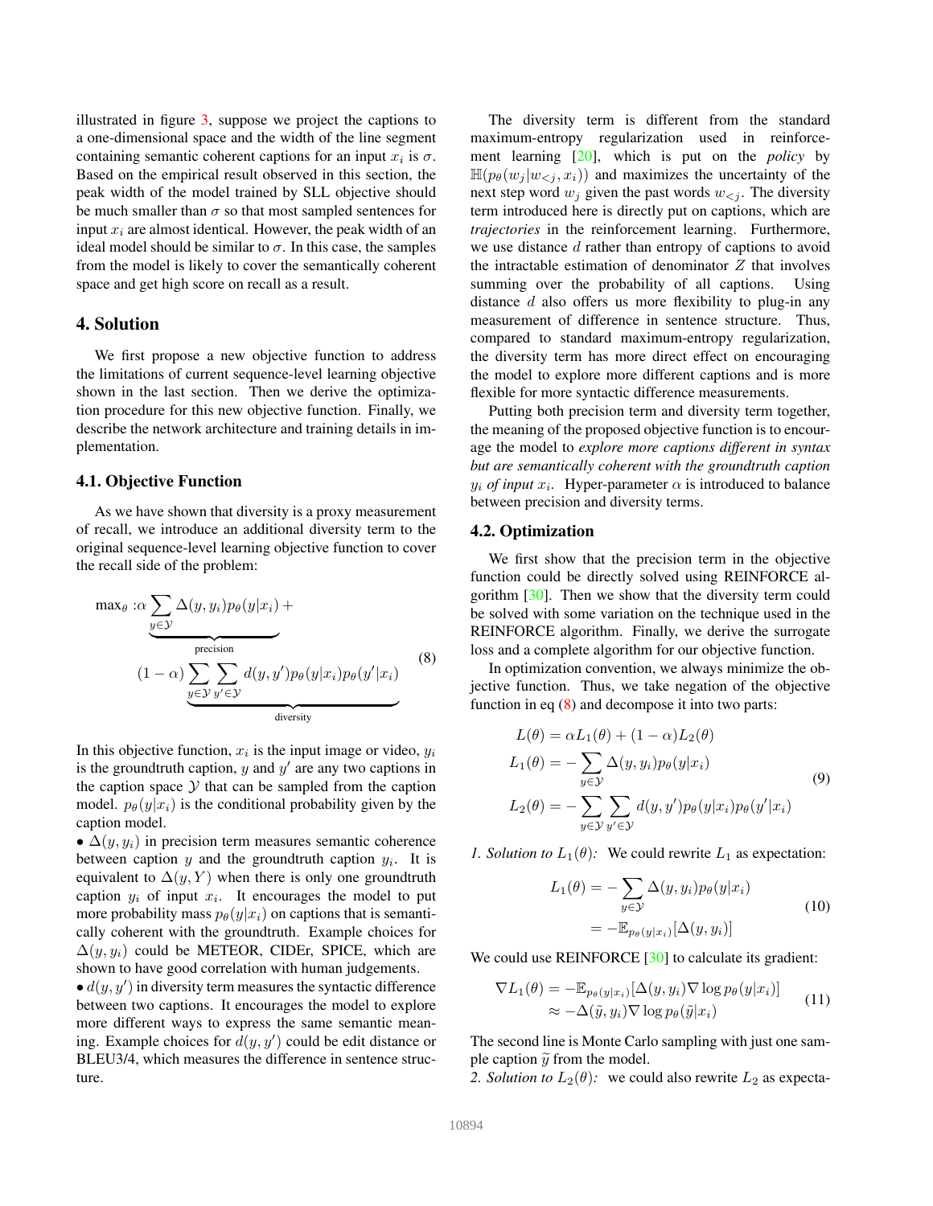illustrated in figure 3, suppose we project the captions to a one-dimensional space and the width of the line segment containing semantic coherent captions for an input $x_i$ is $\sigma$. Based on the empirical result observed in this section, the peak width of the model trained by SLL objective should be much smaller than $\sigma$ so that most sampled sentences for input $x_i$ are almost identical. However, the peak width of an ideal model should be similar to $\sigma$. In this case, the samples from the model is likely to cover the semantically coherent space and get high score on recall as a result.

## 4. Solution

We first propose a new objective function to address the limitations of current sequence-level learning objective shown in the last section. Then we derive the optimization procedure for this new objective function. Finally, we describe the network architecture and training details in implementation.

### 4.1. Objective Function

As we have shown that diversity is a proxy measurement of recall, we introduce an additional diversity term to the original sequence-level learning objective function to cover the recall side of the problem:

$$
\begin{aligned}
\max_\theta : &\underbrace{\alpha \sum_{y \in \mathcal{Y}} \Delta(y, y_i) p_\theta(y|x_i)}_{\text{precision}} + \\
&\underbrace{(1-\alpha) \sum_{y \in \mathcal{Y}} \sum_{y' \in \mathcal{Y}} d(y, y') p_\theta(y|x_i) p_\theta(y'|x_i)}_{\text{diversity}}
\end{aligned} \tag{8}
$$

In this objective function, $x_i$ is the input image or video, $y_i$ is the groundtruth caption, $y$ and $y'$ are any two captions in the caption space $\mathcal{Y}$ that can be sampled from the caption model. $p_\theta(y|x_i)$ is the conditional probability given by the caption model.

- $\Delta(y, y_i)$ in precision term measures semantic coherence between caption $y$ and the groundtruth caption $y_i$. It is equivalent to $\Delta(y, Y)$ when there is only one groundtruth caption $y_i$ of input $x_i$. It encourages the model to put more probability mass $p_\theta(y|x_i)$ on captions that is semantically coherent with the groundtruth. Example choices for $\Delta(y, y_i)$ could be METEOR, CIDEr, SPICE, which are shown to have good correlation with human judgements.
- $d(y, y')$ in diversity term measures the syntactic difference between two captions. It encourages the model to explore more different ways to express the same semantic meaning. Example choices for $d(y, y')$ could be edit distance or BLEU3/4, which measures the difference in sentence structure.

The diversity term is different from the standard maximum-entropy regularization used in reinforcement learning [20], which is put on the *policy* by $\mathbb{H}(p_\theta(w_j|w_{<j}, x_i))$ and maximizes the uncertainty of the next step word $w_j$ given the past words $w_{<j}$. The diversity term introduced here is directly put on captions, which are *trajectories* in the reinforcement learning. Furthermore, we use distance $d$ rather than entropy of captions to avoid the intractable estimation of denominator $Z$ that involves summing over the probability of all captions. Using distance $d$ also offers us more flexibility to plug-in any measurement of difference in sentence structure. Thus, compared to standard maximum-entropy regularization, the diversity term has more direct effect on encouraging the model to explore more different captions and is more flexible for more syntactic difference measurements.

Putting both precision term and diversity term together, the meaning of the proposed objective function is to encourage the model to *explore more captions different in syntax but are semantically coherent with the groundtruth caption $y_i$ of input $x_i$*. Hyper-parameter $\alpha$ is introduced to balance between precision and diversity terms.

### 4.2. Optimization

We first show that the precision term in the objective function could be directly solved using REINFORCE algorithm [30]. Then we show that the diversity term could be solved with some variation on the technique used in the REINFORCE algorithm. Finally, we derive the surrogate loss and a complete algorithm for our objective function.

In optimization convention, we always minimize the objective function. Thus, we take negation of the objective function in eq (8) and decompose it into two parts:

$$
\begin{aligned}
L(\theta) &= \alpha L_1(\theta) + (1-\alpha) L_2(\theta) \\
L_1(\theta) &= -\sum_{y \in \mathcal{Y}} \Delta(y, y_i) p_\theta(y|x_i) \\
L_2(\theta) &= -\sum_{y \in \mathcal{Y}} \sum_{y' \in \mathcal{Y}} d(y, y') p_\theta(y|x_i) p_\theta(y'|x_i)
\end{aligned} \tag{9}
$$

*1. Solution to $L_1(\theta)$:* We could rewrite $L_1$ as expectation:

$$
\begin{aligned}
L_1(\theta) &= -\sum_{y \in \mathcal{Y}} \Delta(y, y_i) p_\theta(y|x_i) \\
&= -\mathbb{E}_{p_\theta(y|x_i)}[\Delta(y, y_i)]
\end{aligned} \tag{10}
$$

We could use REINFORCE [30] to calculate its gradient:

$$
\begin{aligned}
\nabla L_1(\theta) &= -\mathbb{E}_{p_\theta(y|x_i)}[\Delta(y, y_i) \nabla \log p_\theta(y|x_i)] \\
&\approx -\Delta(\tilde{y}, y_i) \nabla \log p_\theta(\tilde{y}|x_i)
\end{aligned} \tag{11}
$$

The second line is Monte Carlo sampling with just one sample caption $\tilde{y}$ from the model.

*2. Solution to $L_2(\theta)$:* we could also rewrite $L_2$ as expecta-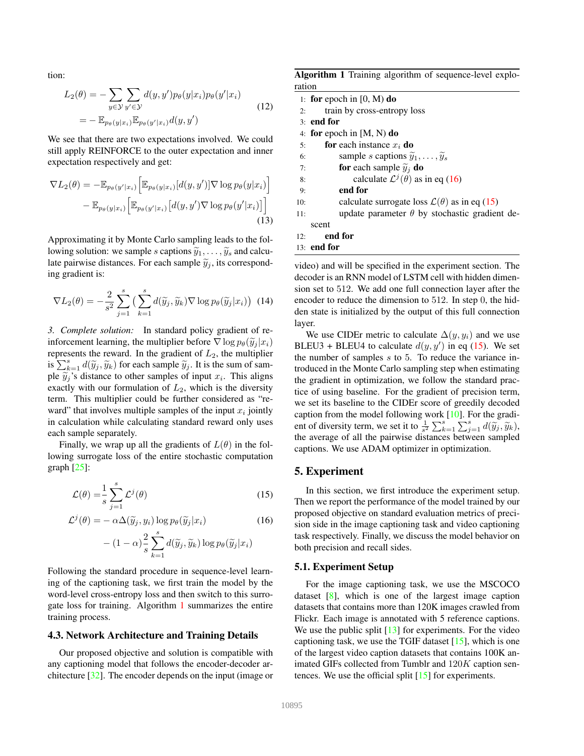tion:

$$
\begin{aligned}
L_2(\theta) &= -\sum_{y \in \mathcal{Y}} \sum_{y' \in \mathcal{Y}} d(y, y') p_\theta(y|x_i) p_\theta(y'|x_i) \\
&= -\mathbb{E}_{p_\theta(y|x_i)} \mathbb{E}_{p_\theta(y'|x_i)} d(y, y')
\end{aligned} \tag{12}
$$

We see that there are two expectations involved. We could still apply REINFORCE to the outer expectation and inner expectation respectively and get:

$$
\begin{aligned}
\nabla L_2(\theta) = &-\mathbb{E}_{p_\theta(y'|x_i)} \Big[ \mathbb{E}_{p_\theta(y|x_i)} [d(y, y')] \nabla \log p_\theta(y|x_i) \Big] \\
&- \mathbb{E}_{p_\theta(y|x_i)} \Big[ \mathbb{E}_{p_\theta(y'|x_i)} \big[ d(y, y') \nabla \log p_\theta(y'|x_i) \big] \Big]
\end{aligned} \tag{13}
$$

Approximating it by Monte Carlo sampling leads to the following solution: we sample $s$ captions $\widetilde{y}_1, \ldots, \widetilde{y}_s$ and calculate pairwise distances. For each sample $\widetilde{y}_j$, its corresponding gradient is:

$$
\nabla L_2(\theta) = -\frac{2}{s^2} \sum_{j=1}^{s} \big( \sum_{k=1}^{s} d(\widetilde{y}_j, \widetilde{y}_k) \nabla \log p_\theta(\widetilde{y}_j|x_i) \big) \tag{14}
$$

*3. Complete solution:* In standard policy gradient of reinforcement learning, the multiplier before $\nabla \log p_\theta(\widetilde{y}_j|x_i)$ represents the reward. In the gradient of $L_2$, the multiplier is $\sum_{k=1}^{s} d(\widetilde{y}_j, \widetilde{y}_k)$ for each sample $\widetilde{y}_j$. It is the sum of sample $\widetilde{y}_j$'s distance to other samples of input $x_i$. This aligns exactly with our formulation of $L_2$, which is the diversity term. This multiplier could be further considered as "reward" that involves multiple samples of the input $x_i$ jointly in calculation while calculating standard reward only uses each sample separately.

Finally, we wrap up all the gradients of $L(\theta)$ in the following surrogate loss of the entire stochastic computation graph [25]:

$$
\mathcal{L}(\theta) = \frac{1}{s} \sum_{j=1}^{s} \mathcal{L}^j(\theta) \tag{15}
$$

$$
\begin{aligned}
\mathcal{L}^j(\theta) = &-\alpha \Delta(\widetilde{y}_j, y_i) \log p_\theta(\widetilde{y}_j|x_i) \\
&- (1 - \alpha) \frac{2}{s} \sum_{k=1}^{s} d(\widetilde{y}_j, \widetilde{y}_k) \log p_\theta(\widetilde{y}_j|x_i)
\end{aligned} \tag{16}
$$

Following the standard procedure in sequence-level learning of the captioning task, we first train the model by the word-level cross-entropy loss and then switch to this surrogate loss for training. Algorithm 1 summarizes the entire training process.

### 4.3. Network Architecture and Training Details

Our proposed objective and solution is compatible with any captioning model that follows the encoder-decoder architecture [32]. The encoder depends on the input (image or video) and will be specified in the experiment section. The decoder is an RNN model of LSTM cell with hidden dimension set to 512. We add one full connection layer after the encoder to reduce the dimension to 512. In step 0, the hidden state is initialized by the output of this full connection layer.

**Algorithm 1** Training algorithm of sequence-level exploration

```
1:  for epoch in [0, M) do
2:      train by cross-entropy loss
3:  end for
4:  for epoch in [M, N) do
5:      for each instance x_i do
6:          sample s captions ỹ_1, ..., ỹ_s
7:          for each sample ỹ_j do
8:              calculate L^j(θ) as in eq (16)
9:          end for
10:         calculate surrogate loss L(θ) as in eq (15)
11:         update parameter θ by stochastic gradient descent
12:     end for
13: end for
```

We use CIDEr metric to calculate $\Delta(y, y_i)$ and we use BLEU3 + BLEU4 to calculate $d(y, y')$ in eq (15). We set the number of samples $s$ to 5. To reduce the variance introduced in the Monte Carlo sampling step when estimating the gradient in optimization, we follow the standard practice of using baseline. For the gradient of precision term, we set its baseline to the CIDEr score of greedily decoded caption from the model following work [10]. For the gradient of diversity term, we set it to $\frac{1}{s^2} \sum_{k=1}^{s} \sum_{j=1}^{s} d(\widetilde{y}_j, \widetilde{y}_k)$, the average of all the pairwise distances between sampled captions. We use ADAM optimizer in optimization.

## 5. Experiment

In this section, we first introduce the experiment setup. Then we report the performance of the model trained by our proposed objective on standard evaluation metrics of precision side in the image captioning task and video captioning task respectively. Finally, we discuss the model behavior on both precision and recall sides.

### 5.1. Experiment Setup

For the image captioning task, we use the MSCOCO dataset [8], which is one of the largest image caption datasets that contains more than 120K images crawled from Flickr. Each image is annotated with 5 reference captions. We use the public split [13] for experiments. For the video captioning task, we use the TGIF dataset [15], which is one of the largest video caption datasets that contains 100K animated GIFs collected from Tumblr and $120K$ caption sentences. We use the official split [15] for experiments.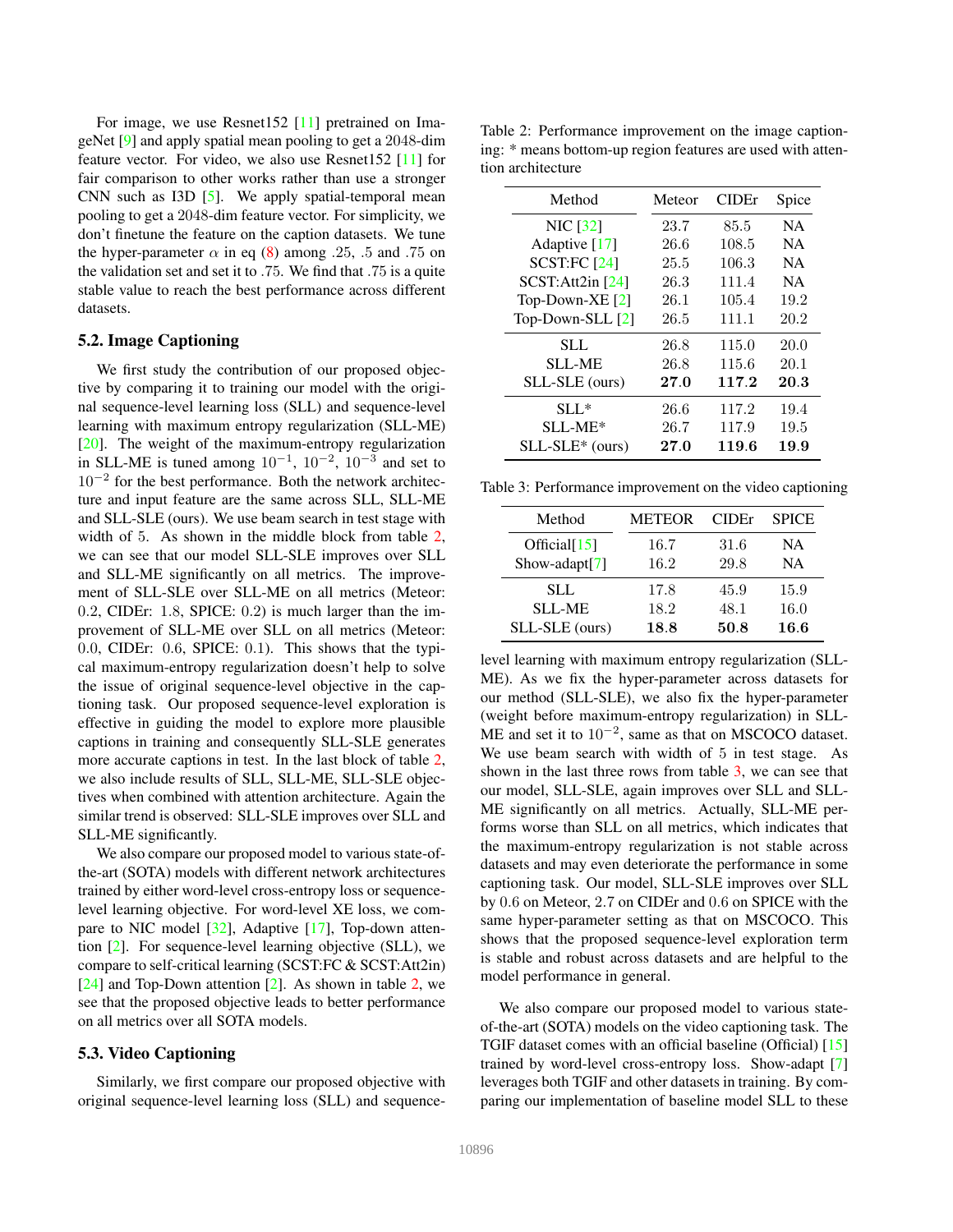For image, we use Resnet152 [11] pretrained on ImageNet [9] and apply spatial mean pooling to get a 2048-dim feature vector. For video, we also use Resnet152 [11] for fair comparison to other works rather than use a stronger CNN such as I3D [5]. We apply spatial-temporal mean pooling to get a 2048-dim feature vector. For simplicity, we don't finetune the feature on the caption datasets. We tune the hyper-parameter $\alpha$ in eq (8) among .25, .5 and .75 on the validation set and set it to .75. We find that .75 is a quite stable value to reach the best performance across different datasets.

## 5.2. Image Captioning

We first study the contribution of our proposed objective by comparing it to training our model with the original sequence-level learning loss (SLL) and sequence-level learning with maximum entropy regularization (SLL-ME) [20]. The weight of the maximum-entropy regularization in SLL-ME is tuned among $10^{-1}$, $10^{-2}$, $10^{-3}$ and set to $10^{-2}$ for the best performance. Both the network architecture and input feature are the same across SLL, SLL-ME and SLL-SLE (ours). We use beam search in test stage with width of 5. As shown in the middle block from table 2, we can see that our model SLL-SLE improves over SLL and SLL-ME significantly on all metrics. The improvement of SLL-SLE over SLL-ME on all metrics (Meteor: 0.2, CIDEr: 1.8, SPICE: 0.2) is much larger than the improvement of SLL-ME over SLL on all metrics (Meteor: 0.0, CIDEr: 0.6, SPICE: 0.1). This shows that the typical maximum-entropy regularization doesn't help to solve the issue of original sequence-level objective in the captioning task. Our proposed sequence-level exploration is effective in guiding the model to explore more plausible captions in training and consequently SLL-SLE generates more accurate captions in test. In the last block of table 2, we also include results of SLL, SLL-ME, SLL-SLE objectives when combined with attention architecture. Again the similar trend is observed: SLL-SLE improves over SLL and SLL-ME significantly.

We also compare our proposed model to various state-of-the-art (SOTA) models with different network architectures trained by either word-level cross-entropy loss or sequence-level learning objective. For word-level XE loss, we compare to NIC model [32], Adaptive [17], Top-down attention [2]. For sequence-level learning objective (SLL), we compare to self-critical learning (SCST:FC & SCST:Att2in) [24] and Top-Down attention [2]. As shown in table 2, we see that the proposed objective leads to better performance on all metrics over all SOTA models.

## 5.3. Video Captioning

Similarly, we first compare our proposed objective with original sequence-level learning loss (SLL) and sequence-level learning with maximum entropy regularization (SLL-ME). As we fix the hyper-parameter across datasets for our method (SLL-SLE), we also fix the hyper-parameter (weight before maximum-entropy regularization) in SLL-ME and set it to $10^{-2}$, same as that on MSCOCO dataset. We use beam search with width of 5 in test stage. As shown in the last three rows from table 3, we can see that our model, SLL-SLE, again improves over SLL and SLL-ME significantly on all metrics. Actually, SLL-ME performs worse than SLL on all metrics, which indicates that the maximum-entropy regularization is not stable across datasets and may even deteriorate the performance in some captioning task. Our model, SLL-SLE improves over SLL by 0.6 on Meteor, 2.7 on CIDEr and 0.6 on SPICE with the same hyper-parameter setting as that on MSCOCO. This shows that the proposed sequence-level exploration term is stable and robust across datasets and are helpful to the model performance in general.

We also compare our proposed model to various state-of-the-art (SOTA) models on the video captioning task. The TGIF dataset comes with an official baseline (Official) [15] trained by word-level cross-entropy loss. Show-adapt [7] leverages both TGIF and other datasets in training. By comparing our implementation of baseline model SLL to these

Table 2: Performance improvement on the image captioning: * means bottom-up region features are used with attention architecture

| Method | Meteor | CIDEr | Spice |
|---|---|---|---|
| NIC [32] | 23.7 | 85.5 | NA |
| Adaptive [17] | 26.6 | 108.5 | NA |
| SCST:FC [24] | 25.5 | 106.3 | NA |
| SCST:Att2in [24] | 26.3 | 111.4 | NA |
| Top-Down-XE [2] | 26.1 | 105.4 | 19.2 |
| Top-Down-SLL [2] | 26.5 | 111.1 | 20.2 |
| SLL | 26.8 | 115.0 | 20.0 |
| SLL-ME | 26.8 | 115.6 | 20.1 |
| SLL-SLE (ours) | **27.0** | **117.2** | **20.3** |
| SLL* | 26.6 | 117.2 | 19.4 |
| SLL-ME* | 26.7 | 117.9 | 19.5 |
| SLL-SLE* (ours) | **27.0** | **119.6** | **19.9** |

Table 3: Performance improvement on the video captioning

| Method | METEOR | CIDEr | SPICE |
|---|---|---|---|
| Official[15] | 16.7 | 31.6 | NA |
| Show-adapt[7] | 16.2 | 29.8 | NA |
| SLL | 17.8 | 45.9 | 15.9 |
| SLL-ME | 18.2 | 48.1 | 16.0 |
| SLL-SLE (ours) | **18.8** | **50.8** | **16.6** |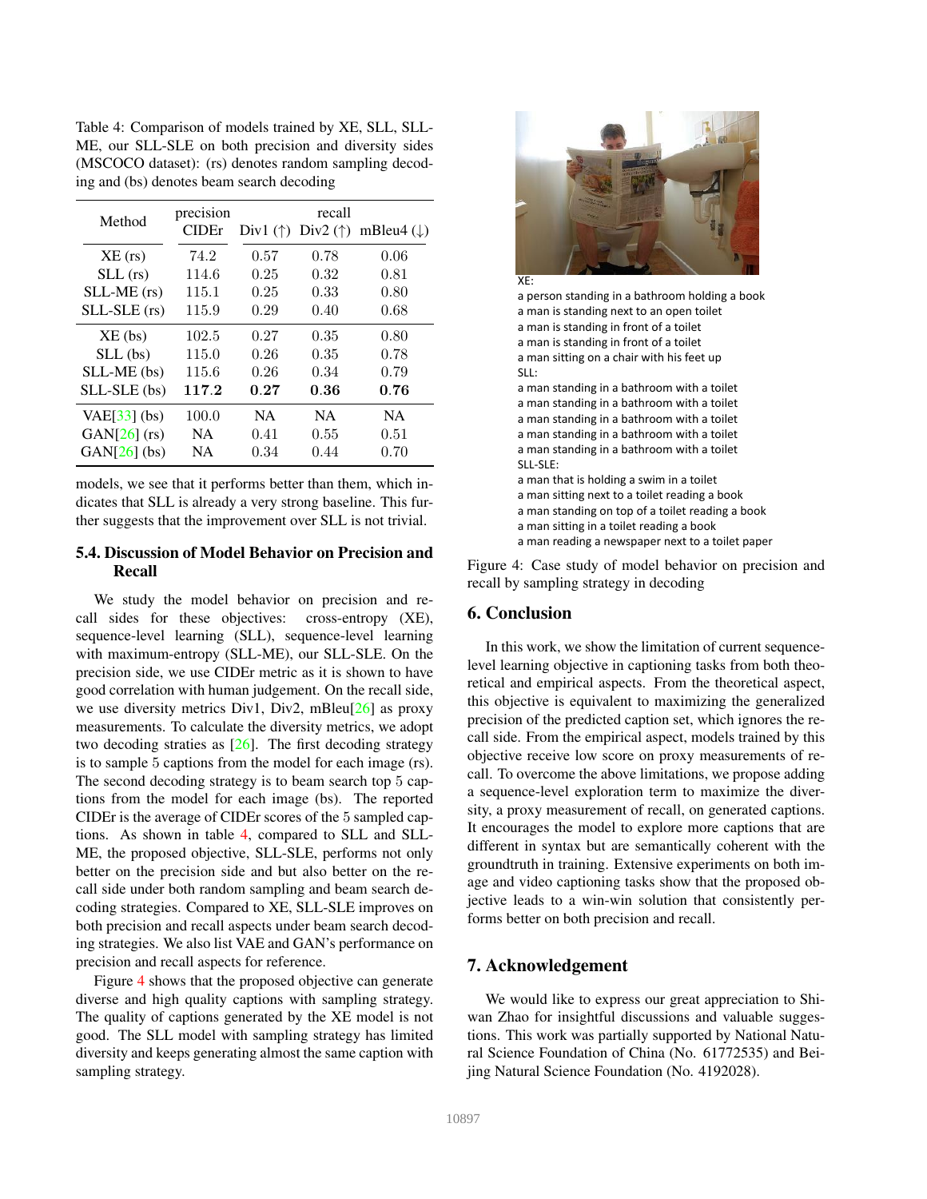Table 4: Comparison of models trained by XE, SLL, SLL-ME, our SLL-SLE on both precision and diversity sides (MSCOCO dataset): (rs) denotes random sampling decoding and (bs) denotes beam search decoding

| Method | precision | recall | | |
|---|---|---|---|---|
| | CIDEr | Div1 (↑) | Div2 (↑) | mBleu4 (↓) |
| XE (rs) | 74.2 | 0.57 | 0.78 | 0.06 |
| SLL (rs) | 114.6 | 0.25 | 0.32 | 0.81 |
| SLL-ME (rs) | 115.1 | 0.25 | 0.33 | 0.80 |
| SLL-SLE (rs) | 115.9 | 0.29 | 0.40 | 0.68 |
| XE (bs) | 102.5 | 0.27 | 0.35 | 0.80 |
| SLL (bs) | 115.0 | 0.26 | 0.35 | 0.78 |
| SLL-ME (bs) | 115.6 | 0.26 | 0.34 | 0.79 |
| SLL-SLE (bs) | **117.2** | **0.27** | **0.36** | **0.76** |
| VAE[33] (bs) | 100.0 | NA | NA | NA |
| GAN[26] (rs) | NA | 0.41 | 0.55 | 0.51 |
| GAN[26] (bs) | NA | 0.34 | 0.44 | 0.70 |

models, we see that it performs better than them, which indicates that SLL is already a very strong baseline. This further suggests that the improvement over SLL is not trivial.

### 5.4. Discussion of Model Behavior on Precision and Recall

We study the model behavior on precision and recall sides for these objectives: cross-entropy (XE), sequence-level learning (SLL), sequence-level learning with maximum-entropy (SLL-ME), our SLL-SLE. On the precision side, we use CIDEr metric as it is shown to have good correlation with human judgement. On the recall side, we use diversity metrics Div1, Div2, mBleu[26] as proxy measurements. To calculate the diversity metrics, we adopt two decoding straties as [26]. The first decoding strategy is to sample 5 captions from the model for each image (rs). The second decoding strategy is to beam search top 5 captions from the model for each image (bs). The reported CIDEr is the average of CIDEr scores of the 5 sampled captions. As shown in table 4, compared to SLL and SLL-ME, the proposed objective, SLL-SLE, performs not only better on the precision side and but also better on the recall side under both random sampling and beam search decoding strategies. Compared to XE, SLL-SLE improves on both precision and recall aspects under beam search decoding strategies. We also list VAE and GAN's performance on precision and recall aspects for reference.

Figure 4 shows that the proposed objective can generate diverse and high quality captions with sampling strategy. The quality of captions generated by the XE model is not good. The SLL model with sampling strategy has limited diversity and keeps generating almost the same caption with sampling strategy.

XE:
a person standing in a bathroom holding a book
a man is standing next to an open toilet
a man is standing in front of a toilet
a man is standing in front of a toilet
a man sitting on a chair with his feet up
SLL:
a man standing in a bathroom with a toilet
a man standing in a bathroom with a toilet
a man standing in a bathroom with a toilet
a man standing in a bathroom with a toilet
a man standing in a bathroom with a toilet
SLL-SLE:
a man that is holding a swim in a toilet
a man sitting next to a toilet reading a book
a man standing on top of a toilet reading a book
a man sitting in a toilet reading a book
a man reading a newspaper next to a toilet paper

Figure 4: Case study of model behavior on precision and recall by sampling strategy in decoding

## 6. Conclusion

In this work, we show the limitation of current sequence-level learning objective in captioning tasks from both theoretical and empirical aspects. From the theoretical aspect, this objective is equivalent to maximizing the generalized precision of the predicted caption set, which ignores the recall side. From the empirical aspect, models trained by this objective receive low score on proxy measurements of recall. To overcome the above limitations, we propose adding a sequence-level exploration term to maximize the diversity, a proxy measurement of recall, on generated captions. It encourages the model to explore more captions that are different in syntax but are semantically coherent with the groundtruth in training. Extensive experiments on both image and video captioning tasks show that the proposed objective leads to a win-win solution that consistently performs better on both precision and recall.

## 7. Acknowledgement

We would like to express our great appreciation to Shiwan Zhao for insightful discussions and valuable suggestions. This work was partially supported by National Natural Science Foundation of China (No. 61772535) and Beijing Natural Science Foundation (No. 4192028).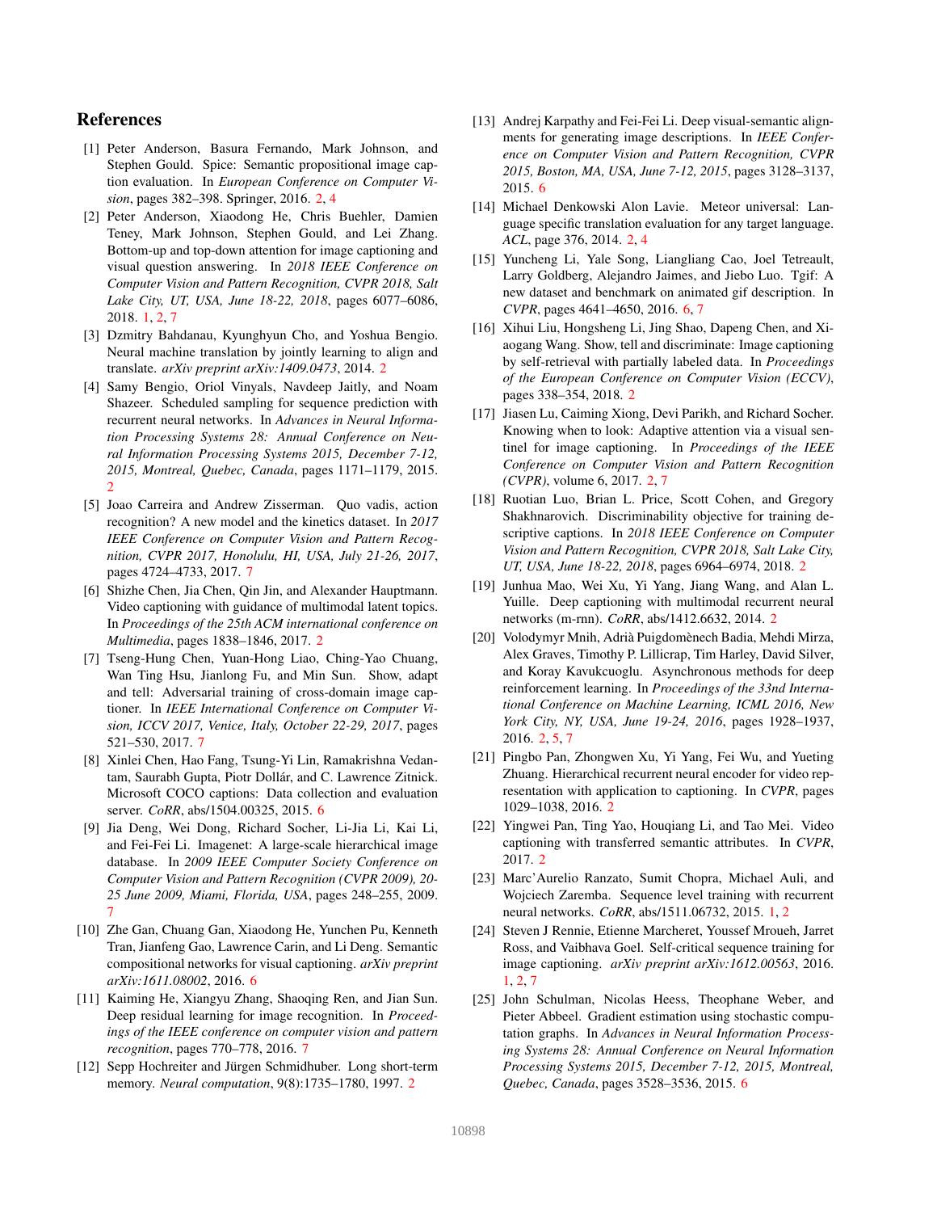## References

[1] Peter Anderson, Basura Fernando, Mark Johnson, and Stephen Gould. Spice: Semantic propositional image caption evaluation. In *European Conference on Computer Vision*, pages 382–398. Springer, 2016. 2, 4

[2] Peter Anderson, Xiaodong He, Chris Buehler, Damien Teney, Mark Johnson, Stephen Gould, and Lei Zhang. Bottom-up and top-down attention for image captioning and visual question answering. In *2018 IEEE Conference on Computer Vision and Pattern Recognition, CVPR 2018, Salt Lake City, UT, USA, June 18-22, 2018*, pages 6077–6086, 2018. 1, 2, 7

[3] Dzmitry Bahdanau, Kyunghyun Cho, and Yoshua Bengio. Neural machine translation by jointly learning to align and translate. *arXiv preprint arXiv:1409.0473*, 2014. 2

[4] Samy Bengio, Oriol Vinyals, Navdeep Jaitly, and Noam Shazeer. Scheduled sampling for sequence prediction with recurrent neural networks. In *Advances in Neural Information Processing Systems 28: Annual Conference on Neural Information Processing Systems 2015, December 7-12, 2015, Montreal, Quebec, Canada*, pages 1171–1179, 2015. 2

[5] Joao Carreira and Andrew Zisserman. Quo vadis, action recognition? A new model and the kinetics dataset. In *2017 IEEE Conference on Computer Vision and Pattern Recognition, CVPR 2017, Honolulu, HI, USA, July 21-26, 2017*, pages 4724–4733, 2017. 7

[6] Shizhe Chen, Jia Chen, Qin Jin, and Alexander Hauptmann. Video captioning with guidance of multimodal latent topics. In *Proceedings of the 25th ACM international conference on Multimedia*, pages 1838–1846, 2017. 2

[7] Tseng-Hung Chen, Yuan-Hong Liao, Ching-Yao Chuang, Wan Ting Hsu, Jianlong Fu, and Min Sun. Show, adapt and tell: Adversarial training of cross-domain image captioner. In *IEEE International Conference on Computer Vision, ICCV 2017, Venice, Italy, October 22-29, 2017*, pages 521–530, 2017. 7

[8] Xinlei Chen, Hao Fang, Tsung-Yi Lin, Ramakrishna Vedantam, Saurabh Gupta, Piotr Dollár, and C. Lawrence Zitnick. Microsoft COCO captions: Data collection and evaluation server. *CoRR*, abs/1504.00325, 2015. 6

[9] Jia Deng, Wei Dong, Richard Socher, Li-Jia Li, Kai Li, and Fei-Fei Li. Imagenet: A large-scale hierarchical image database. In *2009 IEEE Computer Society Conference on Computer Vision and Pattern Recognition (CVPR 2009), 20-25 June 2009, Miami, Florida, USA*, pages 248–255, 2009. 7

[10] Zhe Gan, Chuang Gan, Xiaodong He, Yunchen Pu, Kenneth Tran, Jianfeng Gao, Lawrence Carin, and Li Deng. Semantic compositional networks for visual captioning. *arXiv preprint arXiv:1611.08002*, 2016. 6

[11] Kaiming He, Xiangyu Zhang, Shaoqing Ren, and Jian Sun. Deep residual learning for image recognition. In *Proceedings of the IEEE conference on computer vision and pattern recognition*, pages 770–778, 2016. 7

[12] Sepp Hochreiter and Jürgen Schmidhuber. Long short-term memory. *Neural computation*, 9(8):1735–1780, 1997. 2

[13] Andrej Karpathy and Fei-Fei Li. Deep visual-semantic alignments for generating image descriptions. In *IEEE Conference on Computer Vision and Pattern Recognition, CVPR 2015, Boston, MA, USA, June 7-12, 2015*, pages 3128–3137, 2015. 6

[14] Michael Denkowski Alon Lavie. Meteor universal: Language specific translation evaluation for any target language. *ACL*, page 376, 2014. 2, 4

[15] Yuncheng Li, Yale Song, Liangliang Cao, Joel Tetreault, Larry Goldberg, Alejandro Jaimes, and Jiebo Luo. Tgif: A new dataset and benchmark on animated gif description. In *CVPR*, pages 4641–4650, 2016. 6, 7

[16] Xihui Liu, Hongsheng Li, Jing Shao, Dapeng Chen, and Xiaogang Wang. Show, tell and discriminate: Image captioning by self-retrieval with partially labeled data. In *Proceedings of the European Conference on Computer Vision (ECCV)*, pages 338–354, 2018. 2

[17] Jiasen Lu, Caiming Xiong, Devi Parikh, and Richard Socher. Knowing when to look: Adaptive attention via a visual sentinel for image captioning. In *Proceedings of the IEEE Conference on Computer Vision and Pattern Recognition (CVPR)*, volume 6, 2017. 2, 7

[18] Ruotian Luo, Brian L. Price, Scott Cohen, and Gregory Shakhnarovich. Discriminability objective for training descriptive captions. In *2018 IEEE Conference on Computer Vision and Pattern Recognition, CVPR 2018, Salt Lake City, UT, USA, June 18-22, 2018*, pages 6964–6974, 2018. 2

[19] Junhua Mao, Wei Xu, Yi Yang, Jiang Wang, and Alan L. Yuille. Deep captioning with multimodal recurrent neural networks (m-rnn). *CoRR*, abs/1412.6632, 2014. 2

[20] Volodymyr Mnih, Adrià Puigdomènech Badia, Mehdi Mirza, Alex Graves, Timothy P. Lillicrap, Tim Harley, David Silver, and Koray Kavukcuoglu. Asynchronous methods for deep reinforcement learning. In *Proceedings of the 33nd International Conference on Machine Learning, ICML 2016, New York City, NY, USA, June 19-24, 2016*, pages 1928–1937, 2016. 2, 5, 7

[21] Pingbo Pan, Zhongwen Xu, Yi Yang, Fei Wu, and Yueting Zhuang. Hierarchical recurrent neural encoder for video representation with application to captioning. In *CVPR*, pages 1029–1038, 2016. 2

[22] Yingwei Pan, Ting Yao, Houqiang Li, and Tao Mei. Video captioning with transferred semantic attributes. In *CVPR*, 2017. 2

[23] Marc'Aurelio Ranzato, Sumit Chopra, Michael Auli, and Wojciech Zaremba. Sequence level training with recurrent neural networks. *CoRR*, abs/1511.06732, 2015. 1, 2

[24] Steven J Rennie, Etienne Marcheret, Youssef Mroueh, Jarret Ross, and Vaibhava Goel. Self-critical sequence training for image captioning. *arXiv preprint arXiv:1612.00563*, 2016. 1, 2, 7

[25] John Schulman, Nicolas Heess, Theophane Weber, and Pieter Abbeel. Gradient estimation using stochastic computation graphs. In *Advances in Neural Information Processing Systems 28: Annual Conference on Neural Information Processing Systems 2015, December 7-12, 2015, Montreal, Quebec, Canada*, pages 3528–3536, 2015. 6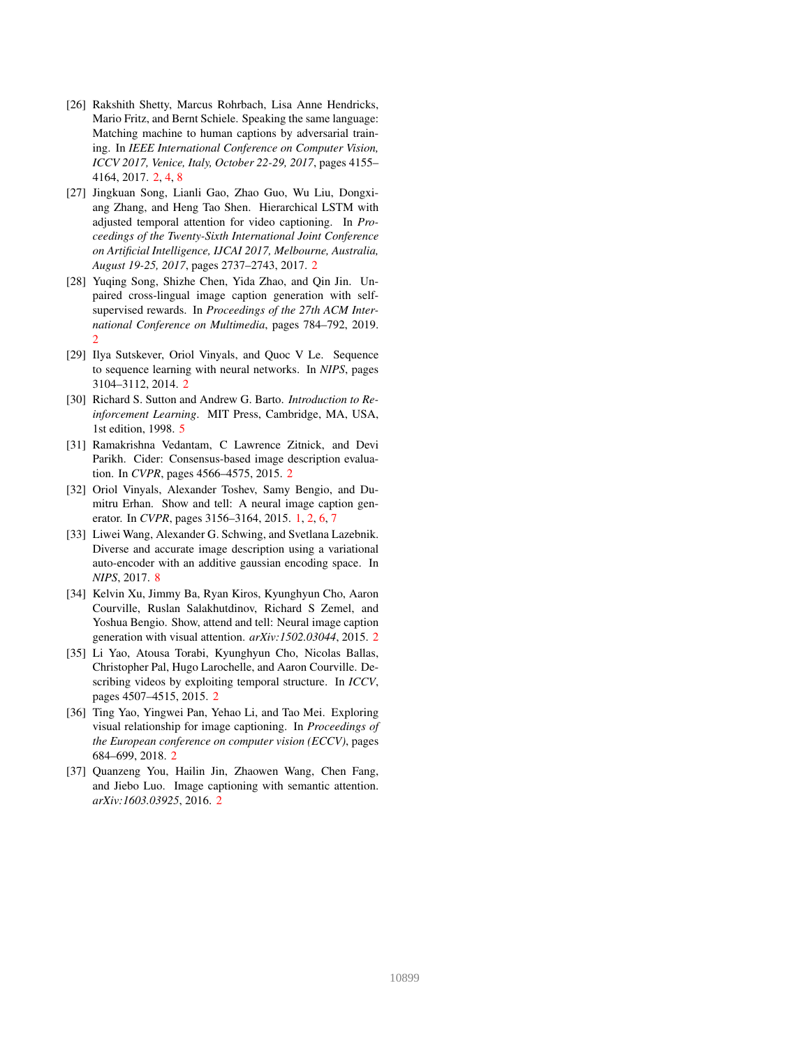[26] Rakshith Shetty, Marcus Rohrbach, Lisa Anne Hendricks, Mario Fritz, and Bernt Schiele. Speaking the same language: Matching machine to human captions by adversarial training. In *IEEE International Conference on Computer Vision, ICCV 2017, Venice, Italy, October 22-29, 2017*, pages 4155–4164, 2017. 2, 4, 8

[27] Jingkuan Song, Lianli Gao, Zhao Guo, Wu Liu, Dongxiang Zhang, and Heng Tao Shen. Hierarchical LSTM with adjusted temporal attention for video captioning. In *Proceedings of the Twenty-Sixth International Joint Conference on Artificial Intelligence, IJCAI 2017, Melbourne, Australia, August 19-25, 2017*, pages 2737–2743, 2017. 2

[28] Yuqing Song, Shizhe Chen, Yida Zhao, and Qin Jin. Unpaired cross-lingual image caption generation with self-supervised rewards. In *Proceedings of the 27th ACM International Conference on Multimedia*, pages 784–792, 2019. 2

[29] Ilya Sutskever, Oriol Vinyals, and Quoc V Le. Sequence to sequence learning with neural networks. In *NIPS*, pages 3104–3112, 2014. 2

[30] Richard S. Sutton and Andrew G. Barto. *Introduction to Reinforcement Learning*. MIT Press, Cambridge, MA, USA, 1st edition, 1998. 5

[31] Ramakrishna Vedantam, C Lawrence Zitnick, and Devi Parikh. Cider: Consensus-based image description evaluation. In *CVPR*, pages 4566–4575, 2015. 2

[32] Oriol Vinyals, Alexander Toshev, Samy Bengio, and Dumitru Erhan. Show and tell: A neural image caption generator. In *CVPR*, pages 3156–3164, 2015. 1, 2, 6, 7

[33] Liwei Wang, Alexander G. Schwing, and Svetlana Lazebnik. Diverse and accurate image description using a variational auto-encoder with an additive gaussian encoding space. In *NIPS*, 2017. 8

[34] Kelvin Xu, Jimmy Ba, Ryan Kiros, Kyunghyun Cho, Aaron Courville, Ruslan Salakhutdinov, Richard S Zemel, and Yoshua Bengio. Show, attend and tell: Neural image caption generation with visual attention. *arXiv:1502.03044*, 2015. 2

[35] Li Yao, Atousa Torabi, Kyunghyun Cho, Nicolas Ballas, Christopher Pal, Hugo Larochelle, and Aaron Courville. Describing videos by exploiting temporal structure. In *ICCV*, pages 4507–4515, 2015. 2

[36] Ting Yao, Yingwei Pan, Yehao Li, and Tao Mei. Exploring visual relationship for image captioning. In *Proceedings of the European conference on computer vision (ECCV)*, pages 684–699, 2018. 2

[37] Quanzeng You, Hailin Jin, Zhaowen Wang, Chen Fang, and Jiebo Luo. Image captioning with semantic attention. *arXiv:1603.03925*, 2016. 2